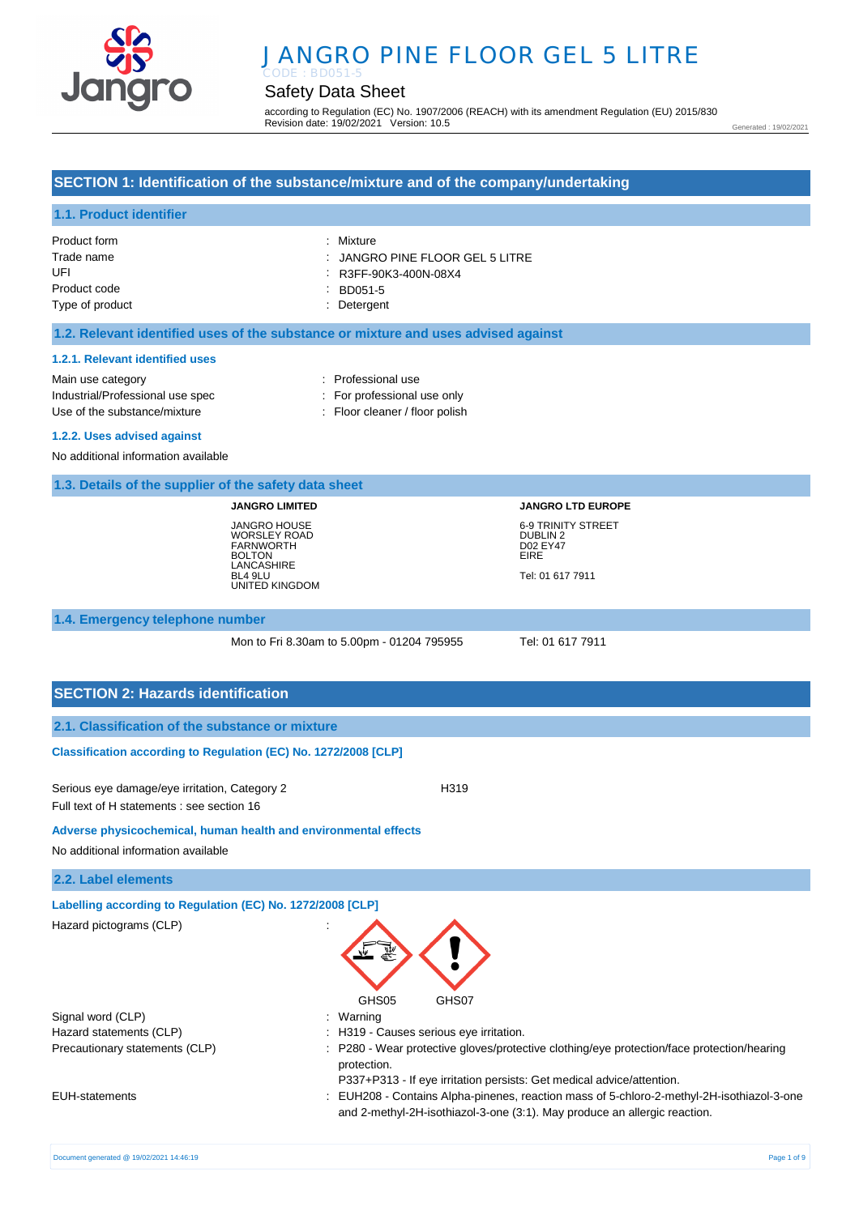#  J ANGRO PINE FLOOR GEL 5 LITRE

CODE : BD051-5

## Safety Data Sheet

according to Regulation (EC) No. 1907/2006 (REACH) with its amendment Regulation (EU) 2015/830
Revision date: 19/02/2021 Version: 10.5

Generated : 19/02/2021

## SECTION 1: Identification of the substance/mixture and of the company/undertaking

### 1.1. Product identifier

Product form : Mixture
Trade name : JANGRO PINE FLOOR GEL 5 LITRE
UFI : R3FF-90K3-400N-08X4
Product code : BD051-5
Type of product : Detergent

### 1.2. Relevant identified uses of the substance or mixture and uses advised against

#### 1.2.1. Relevant identified uses

Main use category : Professional use
Industrial/Professional use spec : For professional use only
Use of the substance/mixture : Floor cleaner / floor polish

#### 1.2.2. Uses advised against

No additional information available

### 1.3. Details of the supplier of the safety data sheet

**JANGRO LIMITED**

JANGRO HOUSE
WORSLEY ROAD
FARNWORTH
BOLTON
LANCASHIRE
BL4 9LU
UNITED KINGDOM

**JANGRO LTD EUROPE**

6-9 TRINITY STREET
DUBLIN 2
D02 EY47
EIRE

Tel: 01 617 7911

### 1.4. Emergency telephone number

Mon to Fri 8.30am to 5.00pm - 01204 795955

Tel: 01 617 7911

## SECTION 2: Hazards identification

### 2.1. Classification of the substance or mixture

**Classification according to Regulation (EC) No. 1272/2008 [CLP]**

Serious eye damage/eye irritation, Category 2 H319
Full text of H statements : see section 16

**Adverse physicochemical, human health and environmental effects**

No additional information available

### 2.2. Label elements

**Labelling according to Regulation (EC) No. 1272/2008 [CLP]**

Hazard pictograms (CLP) :

GHS05 GHS07

Signal word (CLP) : Warning
Hazard statements (CLP) : H319 - Causes serious eye irritation.
Precautionary statements (CLP) : P280 - Wear protective gloves/protective clothing/eye protection/face protection/hearing protection.
P337+P313 - If eye irritation persists: Get medical advice/attention.
EUH-statements : EUH208 - Contains Alpha-pinenes, reaction mass of 5-chloro-2-methyl-2H-isothiazol-3-one and 2-methyl-2H-isothiazol-3-one (3:1). May produce an allergic reaction.

Document generated @ 19/02/2021 14:46:19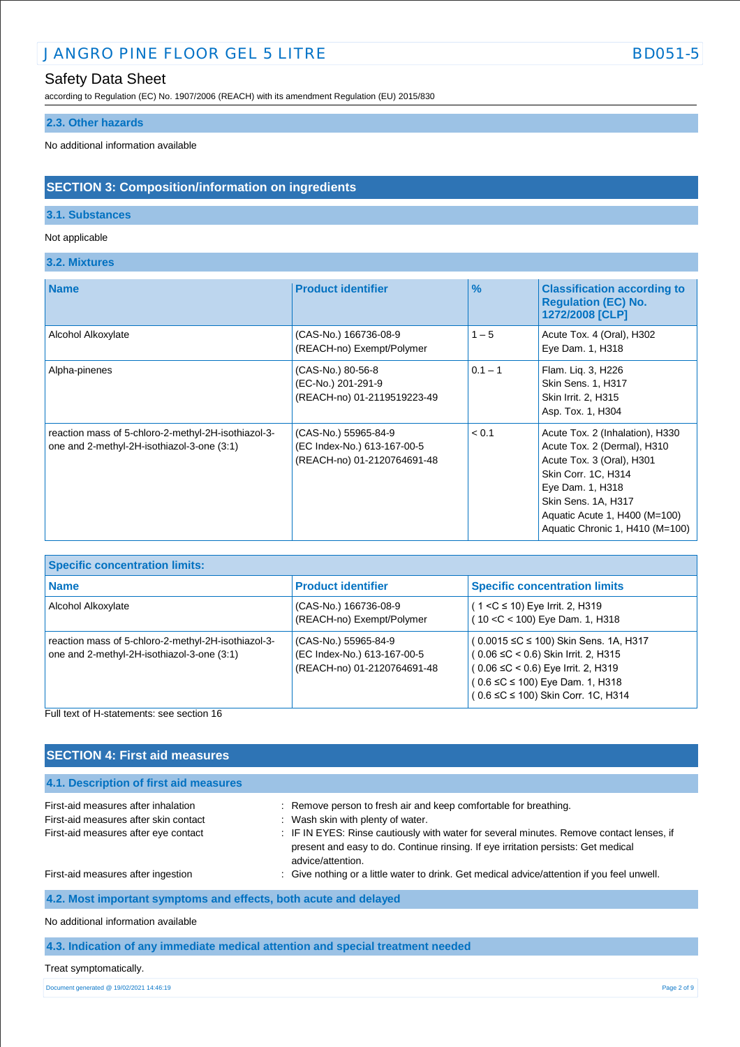## 2.3. Other hazards

No additional information available

# SECTION 3: Composition/information on ingredients

## 3.1. Substances

Not applicable

## 3.2. Mixtures

| Name | Product identifier | % | Classification according to Regulation (EC) No. 1272/2008 [CLP] |
|---|---|---|---|
| Alcohol Alkoxylate | (CAS-No.) 166736-08-9<br>(REACH-no) Exempt/Polymer | 1 – 5 | Acute Tox. 4 (Oral), H302<br>Eye Dam. 1, H318 |
| Alpha-pinenes | (CAS-No.) 80-56-8<br>(EC-No.) 201-291-9<br>(REACH-no) 01-2119519223-49 | 0.1 – 1 | Flam. Liq. 3, H226<br>Skin Sens. 1, H317<br>Skin Irrit. 2, H315<br>Asp. Tox. 1, H304 |
| reaction mass of 5-chloro-2-methyl-2H-isothiazol-3-one and 2-methyl-2H-isothiazol-3-one (3:1) | (CAS-No.) 55965-84-9<br>(EC Index-No.) 613-167-00-5<br>(REACH-no) 01-2120764691-48 | < 0.1 | Acute Tox. 2 (Inhalation), H330<br>Acute Tox. 2 (Dermal), H310<br>Acute Tox. 3 (Oral), H301<br>Skin Corr. 1C, H314<br>Eye Dam. 1, H318<br>Skin Sens. 1A, H317<br>Aquatic Acute 1, H400 (M=100)<br>Aquatic Chronic 1, H410 (M=100) |

| Specific concentration limits: | | |
|---|---|---|
| **Name** | **Product identifier** | **Specific concentration limits** |
| Alcohol Alkoxylate | (CAS-No.) 166736-08-9<br>(REACH-no) Exempt/Polymer | ( 1 <C ≤ 10) Eye Irrit. 2, H319<br>( 10 <C < 100) Eye Dam. 1, H318 |
| reaction mass of 5-chloro-2-methyl-2H-isothiazol-3-one and 2-methyl-2H-isothiazol-3-one (3:1) | (CAS-No.) 55965-84-9<br>(EC Index-No.) 613-167-00-5<br>(REACH-no) 01-2120764691-48 | ( 0.0015 ≤C ≤ 100) Skin Sens. 1A, H317<br>( 0.06 ≤C < 0.6) Skin Irrit. 2, H315<br>( 0.06 ≤C < 0.6) Eye Irrit. 2, H319<br>( 0.6 ≤C ≤ 100) Eye Dam. 1, H318<br>( 0.6 ≤C ≤ 100) Skin Corr. 1C, H314 |

Full text of H-statements: see section 16

# SECTION 4: First aid measures

## 4.1. Description of first aid measures

First-aid measures after inhalation : Remove person to fresh air and keep comfortable for breathing.

First-aid measures after skin contact : Wash skin with plenty of water.

First-aid measures after eye contact : IF IN EYES: Rinse cautiously with water for several minutes. Remove contact lenses, if present and easy to do. Continue rinsing. If eye irritation persists: Get medical advice/attention.

First-aid measures after ingestion : Give nothing or a little water to drink. Get medical advice/attention if you feel unwell.

## 4.2. Most important symptoms and effects, both acute and delayed

No additional information available

## 4.3. Indication of any immediate medical attention and special treatment needed

Treat symptomatically.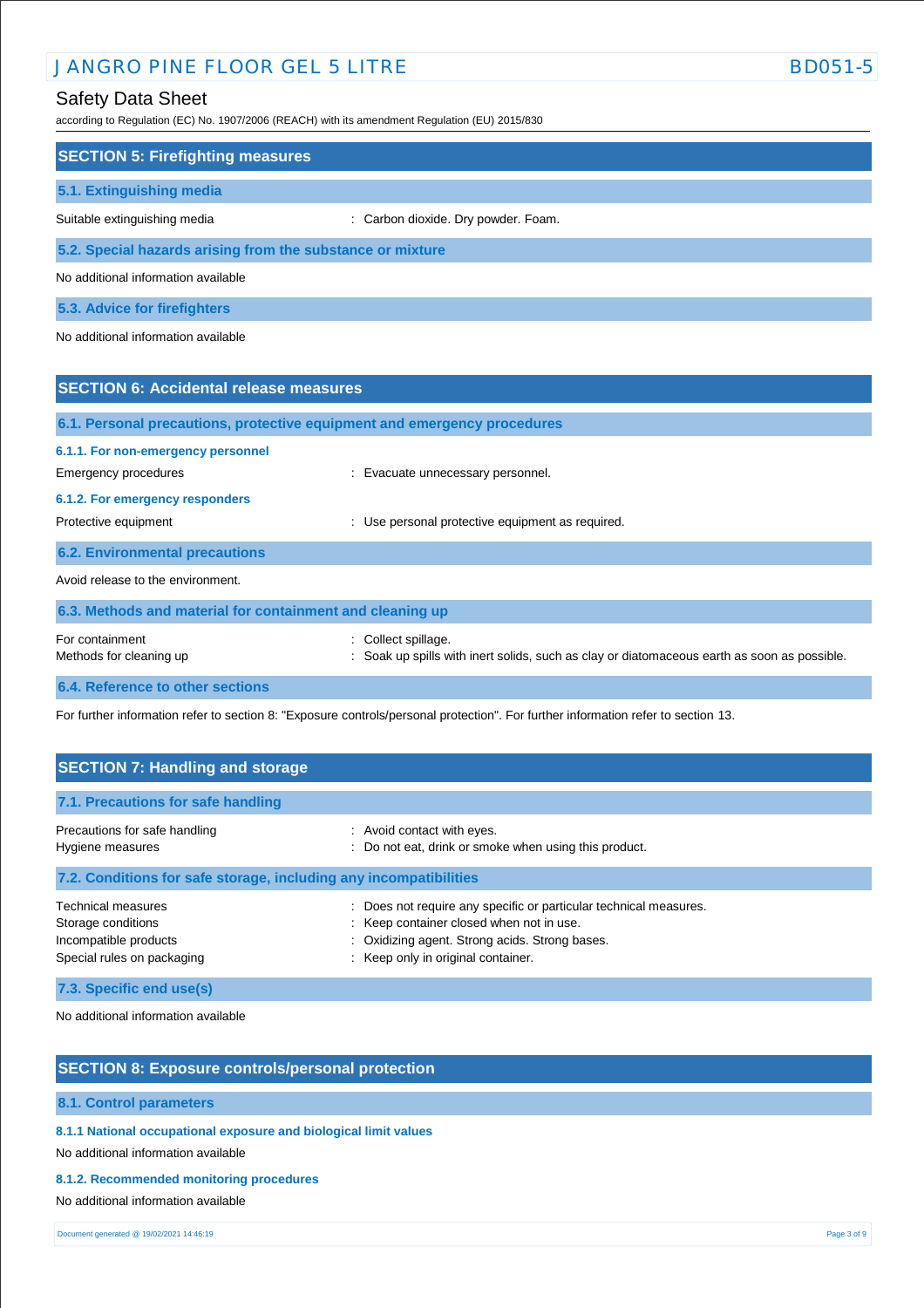## SECTION 5: Firefighting measures

### 5.1. Extinguishing media

| | |
|---|---|
| Suitable extinguishing media | : Carbon dioxide. Dry powder. Foam. |

### 5.2. Special hazards arising from the substance or mixture

No additional information available

### 5.3. Advice for firefighters

No additional information available

## SECTION 6: Accidental release measures

### 6.1. Personal precautions, protective equipment and emergency procedures

#### 6.1.1. For non-emergency personnel

| | |
|---|---|
| Emergency procedures | : Evacuate unnecessary personnel. |

#### 6.1.2. For emergency responders

| | |
|---|---|
| Protective equipment | : Use personal protective equipment as required. |

### 6.2. Environmental precautions

Avoid release to the environment.

### 6.3. Methods and material for containment and cleaning up

| | |
|---|---|
| For containment | : Collect spillage. |
| Methods for cleaning up | : Soak up spills with inert solids, such as clay or diatomaceous earth as soon as possible. |

### 6.4. Reference to other sections

For further information refer to section 8: "Exposure controls/personal protection". For further information refer to section 13.

## SECTION 7: Handling and storage

### 7.1. Precautions for safe handling

| | |
|---|---|
| Precautions for safe handling | : Avoid contact with eyes. |
| Hygiene measures | : Do not eat, drink or smoke when using this product. |

### 7.2. Conditions for safe storage, including any incompatibilities

| | |
|---|---|
| Technical measures | : Does not require any specific or particular technical measures. |
| Storage conditions | : Keep container closed when not in use. |
| Incompatible products | : Oxidizing agent. Strong acids. Strong bases. |
| Special rules on packaging | : Keep only in original container. |

### 7.3. Specific end use(s)

No additional information available

## SECTION 8: Exposure controls/personal protection

### 8.1. Control parameters

#### 8.1.1 National occupational exposure and biological limit values

No additional information available

#### 8.1.2. Recommended monitoring procedures

No additional information available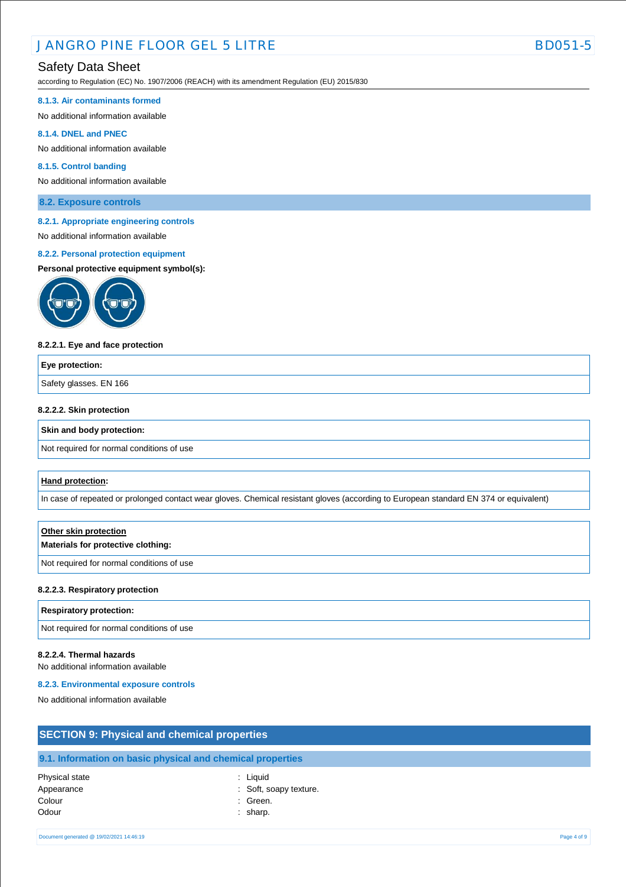#### 8.1.3. Air contaminants formed

No additional information available

#### 8.1.4. DNEL and PNEC

No additional information available

#### 8.1.5. Control banding

No additional information available

### 8.2. Exposure controls

#### 8.2.1. Appropriate engineering controls

No additional information available

#### 8.2.2. Personal protection equipment

**Personal protective equipment symbol(s):**

**8.2.2.1. Eye and face protection**

| Eye protection: |
|---|
| Safety glasses. EN 166 |

**8.2.2.2. Skin protection**

| Skin and body protection: |
|---|
| Not required for normal conditions of use |

| **Hand protection**: |
|---|
| In case of repeated or prolonged contact wear gloves. Chemical resistant gloves (according to European standard EN 374 or equivalent) |

| **Other skin protection** **Materials for protective clothing:** |
|---|
| Not required for normal conditions of use |

**8.2.2.3. Respiratory protection**

| Respiratory protection: |
|---|
| Not required for normal conditions of use |

**8.2.2.4. Thermal hazards**

No additional information available

#### 8.2.3. Environmental exposure controls

No additional information available

## SECTION 9: Physical and chemical properties

### 9.1. Information on basic physical and chemical properties

| | | |
|---|---|---|
| Physical state | : | Liquid |
| Appearance | : | Soft, soapy texture. |
| Colour | : | Green. |
| Odour | : | sharp. |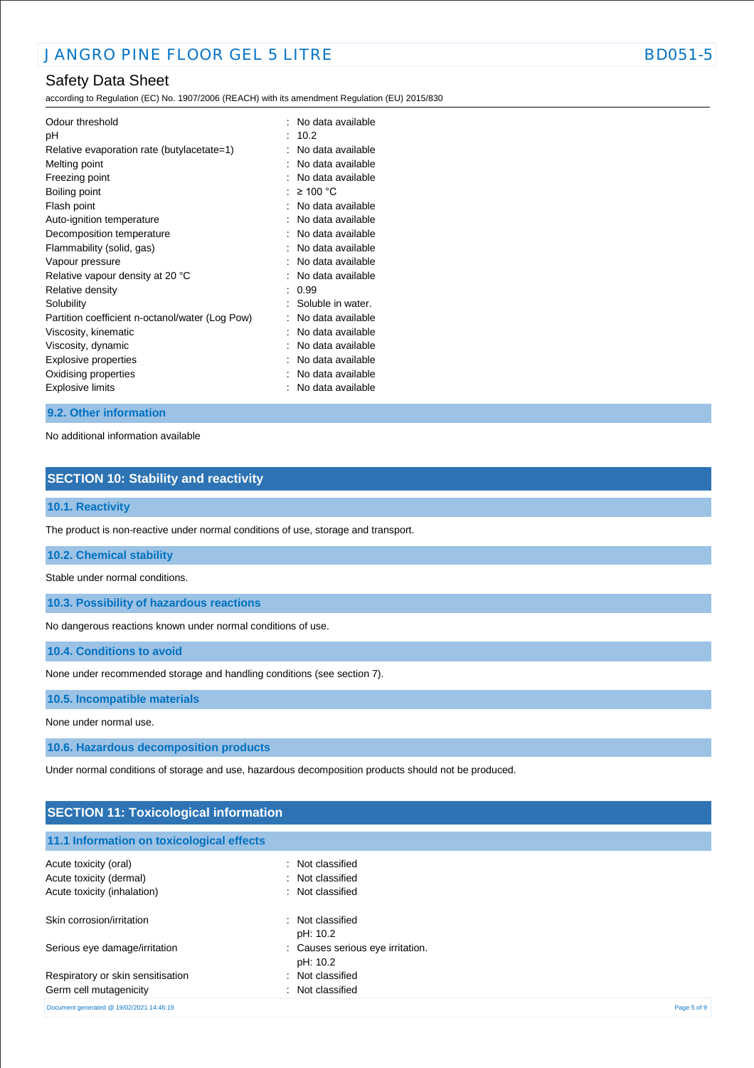| | |
|---|---|
| Odour threshold | : No data available |
| pH | : 10.2 |
| Relative evaporation rate (butylacetate=1) | : No data available |
| Melting point | : No data available |
| Freezing point | : No data available |
| Boiling point | : ≥ 100 °C |
| Flash point | : No data available |
| Auto-ignition temperature | : No data available |
| Decomposition temperature | : No data available |
| Flammability (solid, gas) | : No data available |
| Vapour pressure | : No data available |
| Relative vapour density at 20 °C | : No data available |
| Relative density | : 0.99 |
| Solubility | : Soluble in water. |
| Partition coefficient n-octanol/water (Log Pow) | : No data available |
| Viscosity, kinematic | : No data available |
| Viscosity, dynamic | : No data available |
| Explosive properties | : No data available |
| Oxidising properties | : No data available |
| Explosive limits | : No data available |

### 9.2. Other information

No additional information available

## SECTION 10: Stability and reactivity

### 10.1. Reactivity

The product is non-reactive under normal conditions of use, storage and transport.

### 10.2. Chemical stability

Stable under normal conditions.

### 10.3. Possibility of hazardous reactions

No dangerous reactions known under normal conditions of use.

### 10.4. Conditions to avoid

None under recommended storage and handling conditions (see section 7).

### 10.5. Incompatible materials

None under normal use.

### 10.6. Hazardous decomposition products

Under normal conditions of storage and use, hazardous decomposition products should not be produced.

## SECTION 11: Toxicological information

### 11.1 Information on toxicological effects

| | |
|---|---|
| Acute toxicity (oral) | : Not classified |
| Acute toxicity (dermal) | : Not classified |
| Acute toxicity (inhalation) | : Not classified |
| Skin corrosion/irritation | : Not classified<br>pH: 10.2 |
| Serious eye damage/irritation | : Causes serious eye irritation.<br>pH: 10.2 |
| Respiratory or skin sensitisation | : Not classified |
| Germ cell mutagenicity | : Not classified |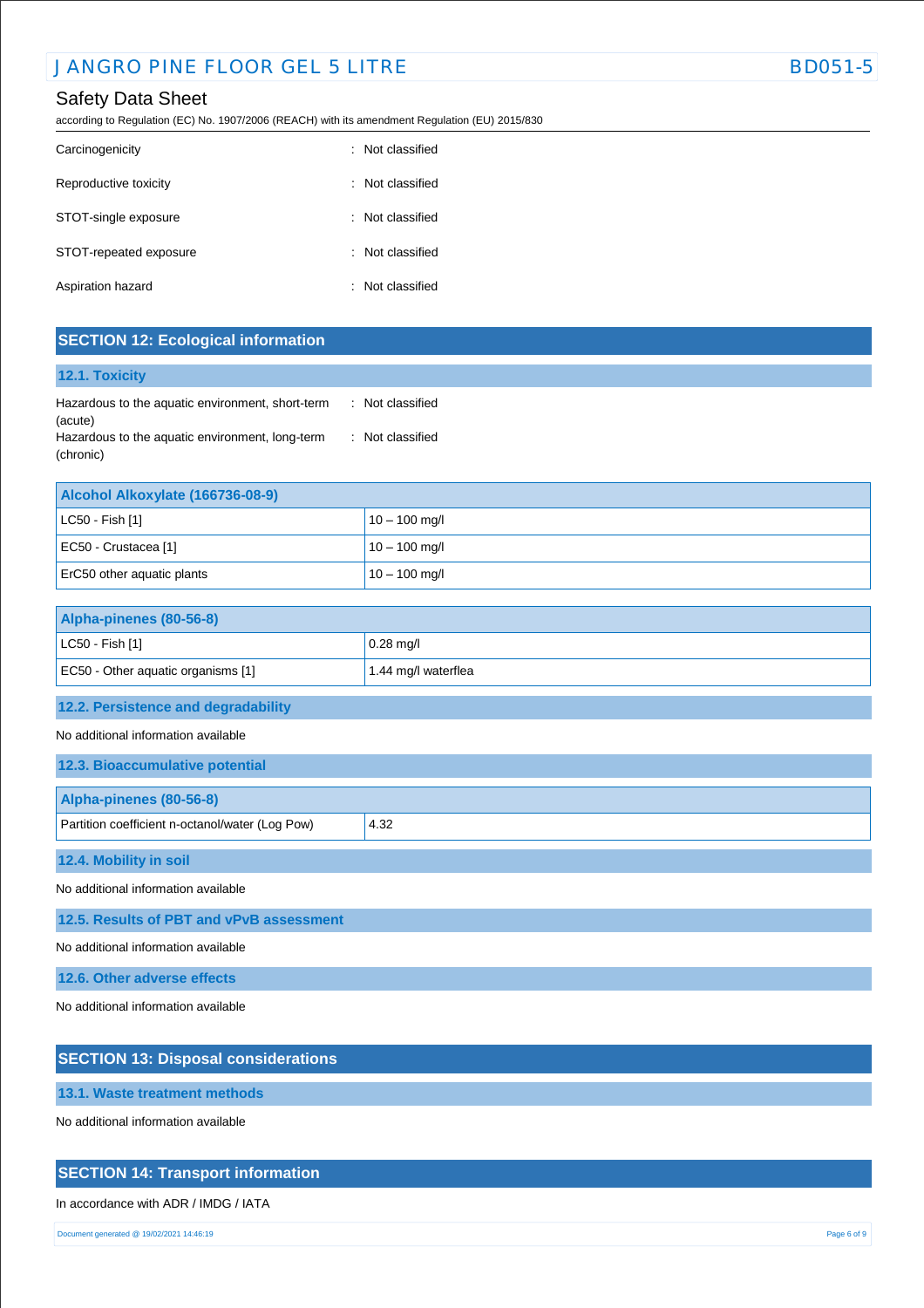| | |
|---|---|
| Carcinogenicity | : Not classified |
| Reproductive toxicity | : Not classified |
| STOT-single exposure | : Not classified |
| STOT-repeated exposure | : Not classified |
| Aspiration hazard | : Not classified |

## SECTION 12: Ecological information

### 12.1. Toxicity

| | |
|---|---|
| Hazardous to the aquatic environment, short-term (acute) | : Not classified |
| Hazardous to the aquatic environment, long-term (chronic) | : Not classified |

| Alcohol Alkoxylate (166736-08-9) | |
|---|---|
| LC50 - Fish [1] | 10 – 100 mg/l |
| EC50 - Crustacea [1] | 10 – 100 mg/l |
| ErC50 other aquatic plants | 10 – 100 mg/l |

| Alpha-pinenes (80-56-8) | |
|---|---|
| LC50 - Fish [1] | 0.28 mg/l |
| EC50 - Other aquatic organisms [1] | 1.44 mg/l waterflea |

### 12.2. Persistence and degradability

No additional information available

### 12.3. Bioaccumulative potential

| Alpha-pinenes (80-56-8) | |
|---|---|
| Partition coefficient n-octanol/water (Log Pow) | 4.32 |

### 12.4. Mobility in soil

No additional information available

### 12.5. Results of PBT and vPvB assessment

No additional information available

### 12.6. Other adverse effects

No additional information available

## SECTION 13: Disposal considerations

### 13.1. Waste treatment methods

No additional information available

## SECTION 14: Transport information

In accordance with ADR / IMDG / IATA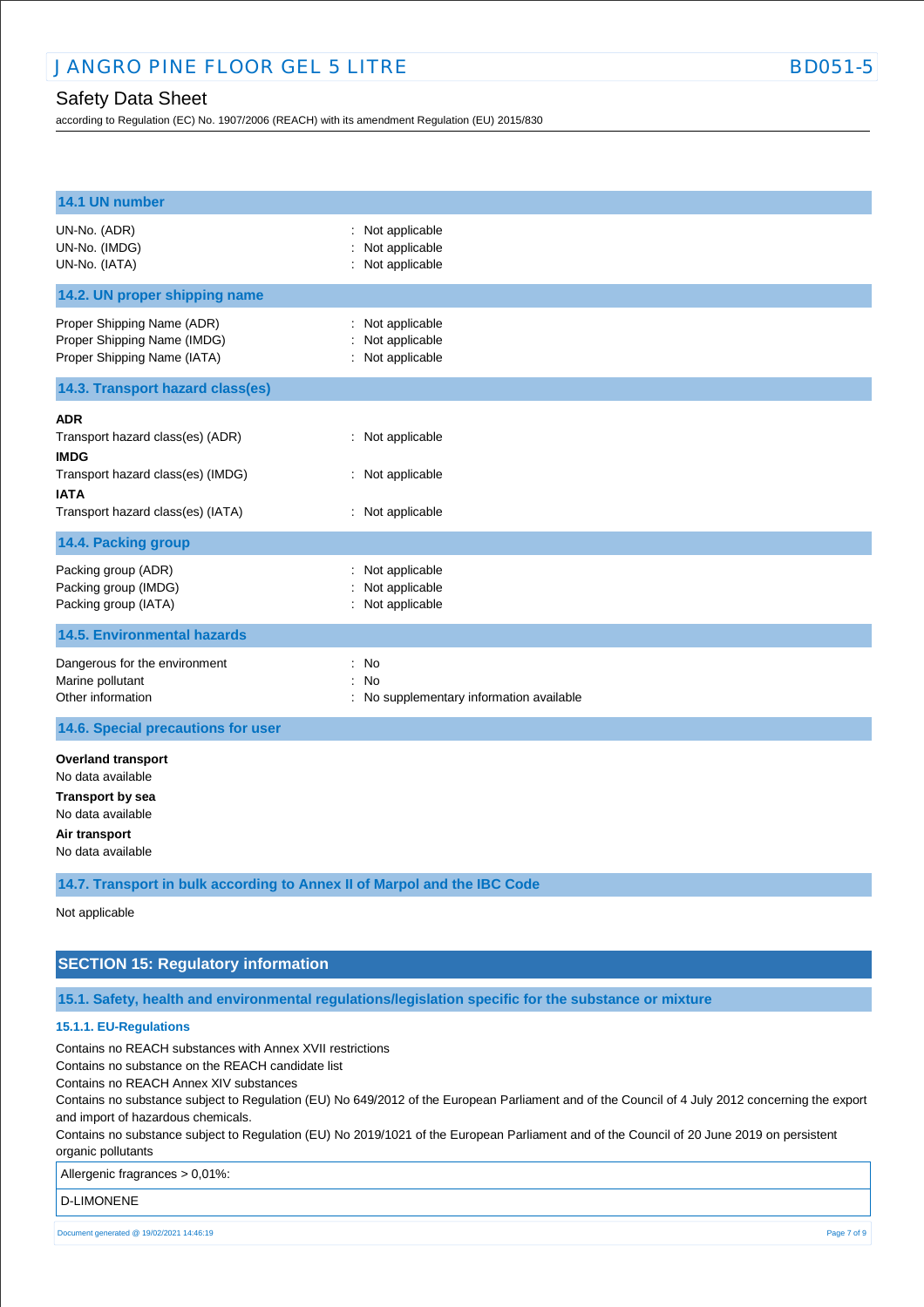### 14.1 UN number

| | |
|---|---|
| UN-No. (ADR) | : Not applicable |
| UN-No. (IMDG) | : Not applicable |
| UN-No. (IATA) | : Not applicable |

### 14.2. UN proper shipping name

| | |
|---|---|
| Proper Shipping Name (ADR) | : Not applicable |
| Proper Shipping Name (IMDG) | : Not applicable |
| Proper Shipping Name (IATA) | : Not applicable |

### 14.3. Transport hazard class(es)

**ADR**

Transport hazard class(es) (ADR) : Not applicable

**IMDG**

Transport hazard class(es) (IMDG) : Not applicable

**IATA**

Transport hazard class(es) (IATA) : Not applicable

### 14.4. Packing group

| | |
|---|---|
| Packing group (ADR) | : Not applicable |
| Packing group (IMDG) | : Not applicable |
| Packing group (IATA) | : Not applicable |

### 14.5. Environmental hazards

| | |
|---|---|
| Dangerous for the environment | : No |
| Marine pollutant | : No |
| Other information | : No supplementary information available |

### 14.6. Special precautions for user

**Overland transport**

No data available

**Transport by sea**

No data available

**Air transport**

No data available

### 14.7. Transport in bulk according to Annex II of Marpol and the IBC Code

Not applicable

## SECTION 15: Regulatory information

### 15.1. Safety, health and environmental regulations/legislation specific for the substance or mixture

#### 15.1.1. EU-Regulations

Contains no REACH substances with Annex XVII restrictions

Contains no substance on the REACH candidate list

Contains no REACH Annex XIV substances

Contains no substance subject to Regulation (EU) No 649/2012 of the European Parliament and of the Council of 4 July 2012 concerning the export and import of hazardous chemicals.

Contains no substance subject to Regulation (EU) No 2019/1021 of the European Parliament and of the Council of 20 June 2019 on persistent organic pollutants

| Allergenic fragrances > 0,01%: |
|---|
| D-LIMONENE |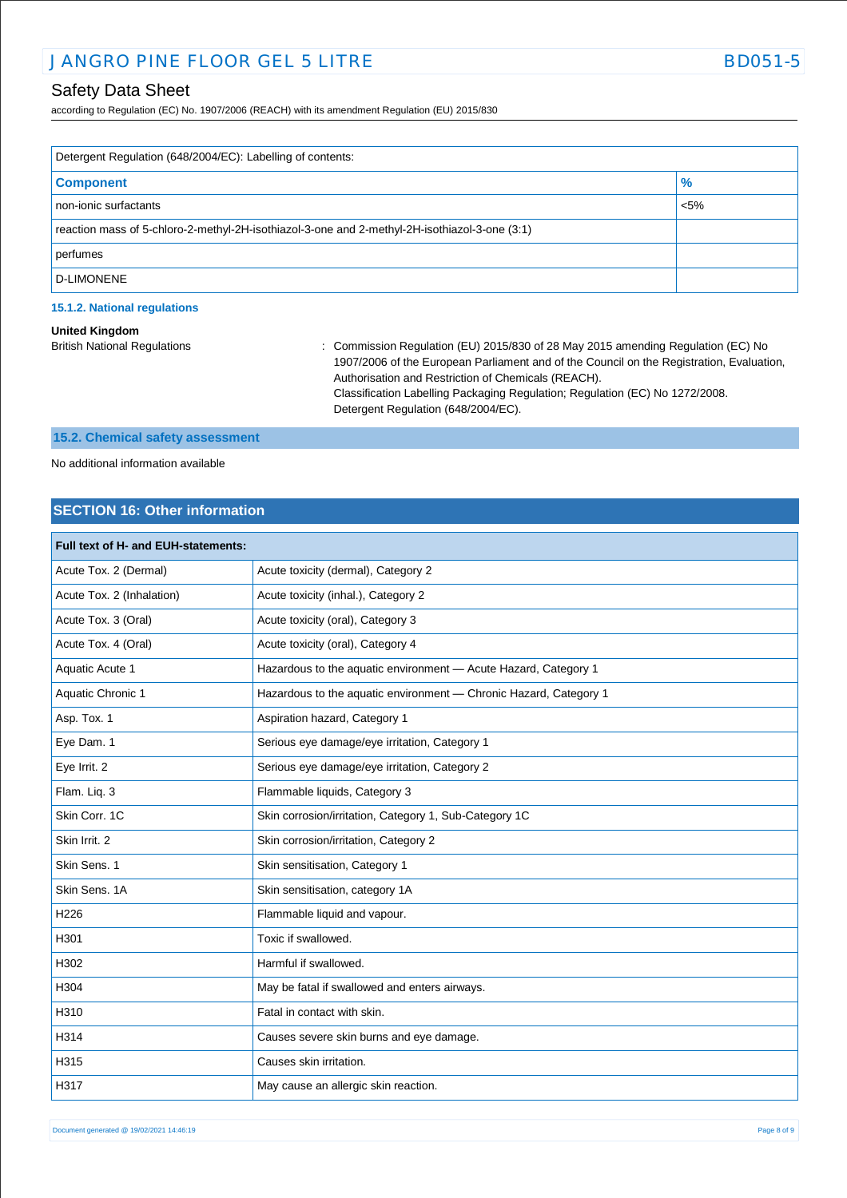| Detergent Regulation (648/2004/EC): Labelling of contents: | |
|---|---|
| **Component** | **%** |
| non-ionic surfactants | <5% |
| reaction mass of 5-chloro-2-methyl-2H-isothiazol-3-one and 2-methyl-2H-isothiazol-3-one (3:1) | |
| perfumes | |
| D-LIMONENE | |

#### 15.1.2. National regulations

**United Kingdom**

British National Regulations : Commission Regulation (EU) 2015/830 of 28 May 2015 amending Regulation (EC) No 1907/2006 of the European Parliament and of the Council on the Registration, Evaluation, Authorisation and Restriction of Chemicals (REACH).
Classification Labelling Packaging Regulation; Regulation (EC) No 1272/2008.
Detergent Regulation (648/2004/EC).

### 15.2. Chemical safety assessment

No additional information available

## SECTION 16: Other information

| Full text of H- and EUH-statements: | |
|---|---|
| Acute Tox. 2 (Dermal) | Acute toxicity (dermal), Category 2 |
| Acute Tox. 2 (Inhalation) | Acute toxicity (inhal.), Category 2 |
| Acute Tox. 3 (Oral) | Acute toxicity (oral), Category 3 |
| Acute Tox. 4 (Oral) | Acute toxicity (oral), Category 4 |
| Aquatic Acute 1 | Hazardous to the aquatic environment — Acute Hazard, Category 1 |
| Aquatic Chronic 1 | Hazardous to the aquatic environment — Chronic Hazard, Category 1 |
| Asp. Tox. 1 | Aspiration hazard, Category 1 |
| Eye Dam. 1 | Serious eye damage/eye irritation, Category 1 |
| Eye Irrit. 2 | Serious eye damage/eye irritation, Category 2 |
| Flam. Liq. 3 | Flammable liquids, Category 3 |
| Skin Corr. 1C | Skin corrosion/irritation, Category 1, Sub-Category 1C |
| Skin Irrit. 2 | Skin corrosion/irritation, Category 2 |
| Skin Sens. 1 | Skin sensitisation, Category 1 |
| Skin Sens. 1A | Skin sensitisation, category 1A |
| H226 | Flammable liquid and vapour. |
| H301 | Toxic if swallowed. |
| H302 | Harmful if swallowed. |
| H304 | May be fatal if swallowed and enters airways. |
| H310 | Fatal in contact with skin. |
| H314 | Causes severe skin burns and eye damage. |
| H315 | Causes skin irritation. |
| H317 | May cause an allergic skin reaction. |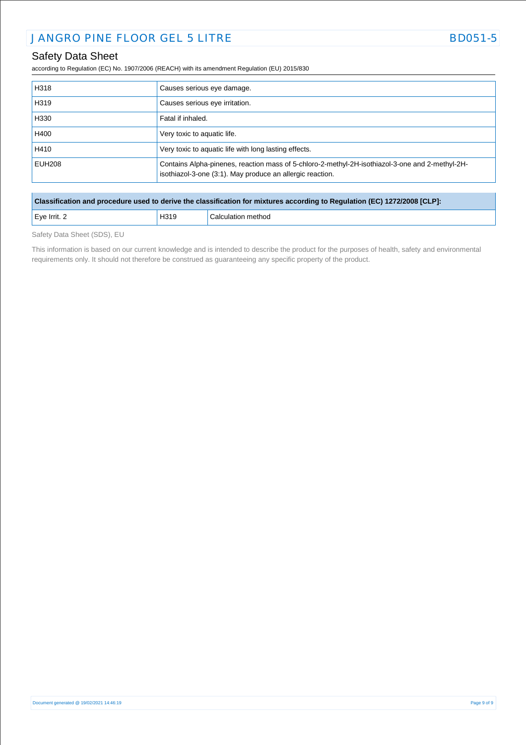| | |
|---|---|
| H318 | Causes serious eye damage. |
| H319 | Causes serious eye irritation. |
| H330 | Fatal if inhaled. |
| H400 | Very toxic to aquatic life. |
| H410 | Very toxic to aquatic life with long lasting effects. |
| EUH208 | Contains Alpha-pinenes, reaction mass of 5-chloro-2-methyl-2H-isothiazol-3-one and 2-methyl-2H-isothiazol-3-one (3:1). May produce an allergic reaction. |

| **Classification and procedure used to derive the classification for mixtures according to Regulation (EC) 1272/2008 [CLP]:** | | |
|---|---|---|
| Eye Irrit. 2 | H319 | Calculation method |

Safety Data Sheet (SDS), EU

This information is based on our current knowledge and is intended to describe the product for the purposes of health, safety and environmental requirements only. It should not therefore be construed as guaranteeing any specific property of the product.